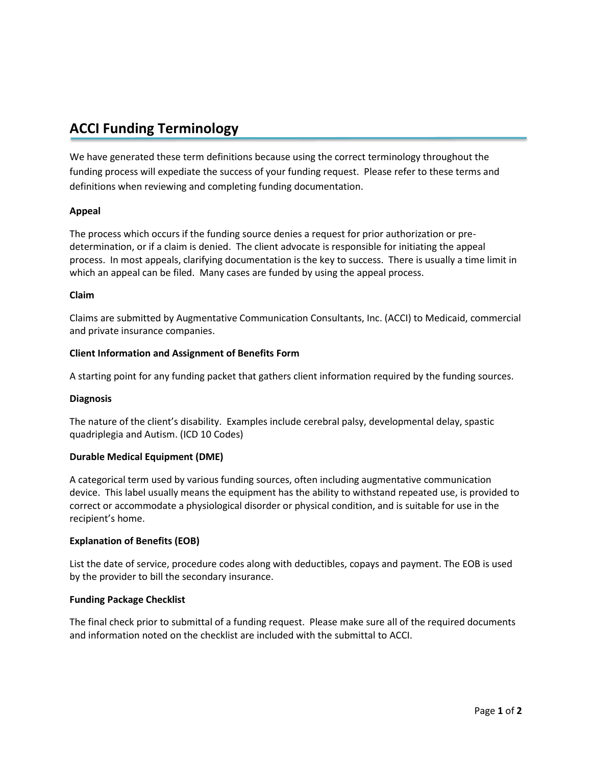# ACCI Funding Terminology

We have generated these term definitions because using the correct terminology throughout the funding process will expediate the success of your funding request. Please refer to these terms and definitions when reviewing and completing funding documentation.

**Appeal**

The process which occurs if the funding source denies a request for prior authorization or pre-determination, or if a claim is denied. The client advocate is responsible for initiating the appeal process. In most appeals, clarifying documentation is the key to success. There is usually a time limit in which an appeal can be filed. Many cases are funded by using the appeal process.

**Claim**

Claims are submitted by Augmentative Communication Consultants, Inc. (ACCI) to Medicaid, commercial and private insurance companies.

**Client Information and Assignment of Benefits Form**

A starting point for any funding packet that gathers client information required by the funding sources.

**Diagnosis**

The nature of the client's disability. Examples include cerebral palsy, developmental delay, spastic quadriplegia and Autism. (ICD 10 Codes)

**Durable Medical Equipment (DME)**

A categorical term used by various funding sources, often including augmentative communication device. This label usually means the equipment has the ability to withstand repeated use, is provided to correct or accommodate a physiological disorder or physical condition, and is suitable for use in the recipient's home.

**Explanation of Benefits (EOB)**

List the date of service, procedure codes along with deductibles, copays and payment. The EOB is used by the provider to bill the secondary insurance.

**Funding Package Checklist**

The final check prior to submittal of a funding request. Please make sure all of the required documents and information noted on the checklist are included with the submittal to ACCI.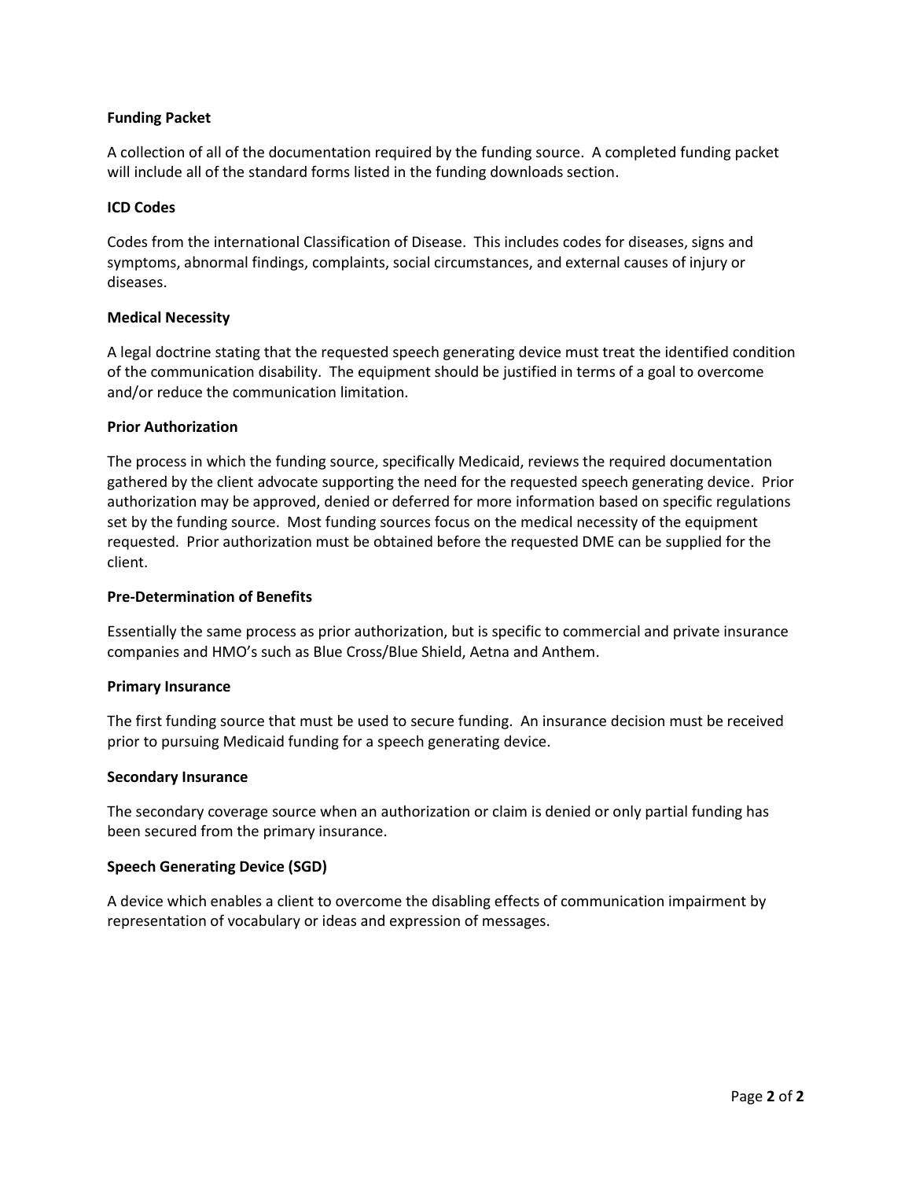**Funding Packet**

A collection of all of the documentation required by the funding source. A completed funding packet will include all of the standard forms listed in the funding downloads section.

**ICD Codes**

Codes from the international Classification of Disease. This includes codes for diseases, signs and symptoms, abnormal findings, complaints, social circumstances, and external causes of injury or diseases.

**Medical Necessity**

A legal doctrine stating that the requested speech generating device must treat the identified condition of the communication disability. The equipment should be justified in terms of a goal to overcome and/or reduce the communication limitation.

**Prior Authorization**

The process in which the funding source, specifically Medicaid, reviews the required documentation gathered by the client advocate supporting the need for the requested speech generating device. Prior authorization may be approved, denied or deferred for more information based on specific regulations set by the funding source. Most funding sources focus on the medical necessity of the equipment requested. Prior authorization must be obtained before the requested DME can be supplied for the client.

**Pre-Determination of Benefits**

Essentially the same process as prior authorization, but is specific to commercial and private insurance companies and HMO's such as Blue Cross/Blue Shield, Aetna and Anthem.

**Primary Insurance**

The first funding source that must be used to secure funding. An insurance decision must be received prior to pursuing Medicaid funding for a speech generating device.

**Secondary Insurance**

The secondary coverage source when an authorization or claim is denied or only partial funding has been secured from the primary insurance.

**Speech Generating Device (SGD)**

A device which enables a client to overcome the disabling effects of communication impairment by representation of vocabulary or ideas and expression of messages.